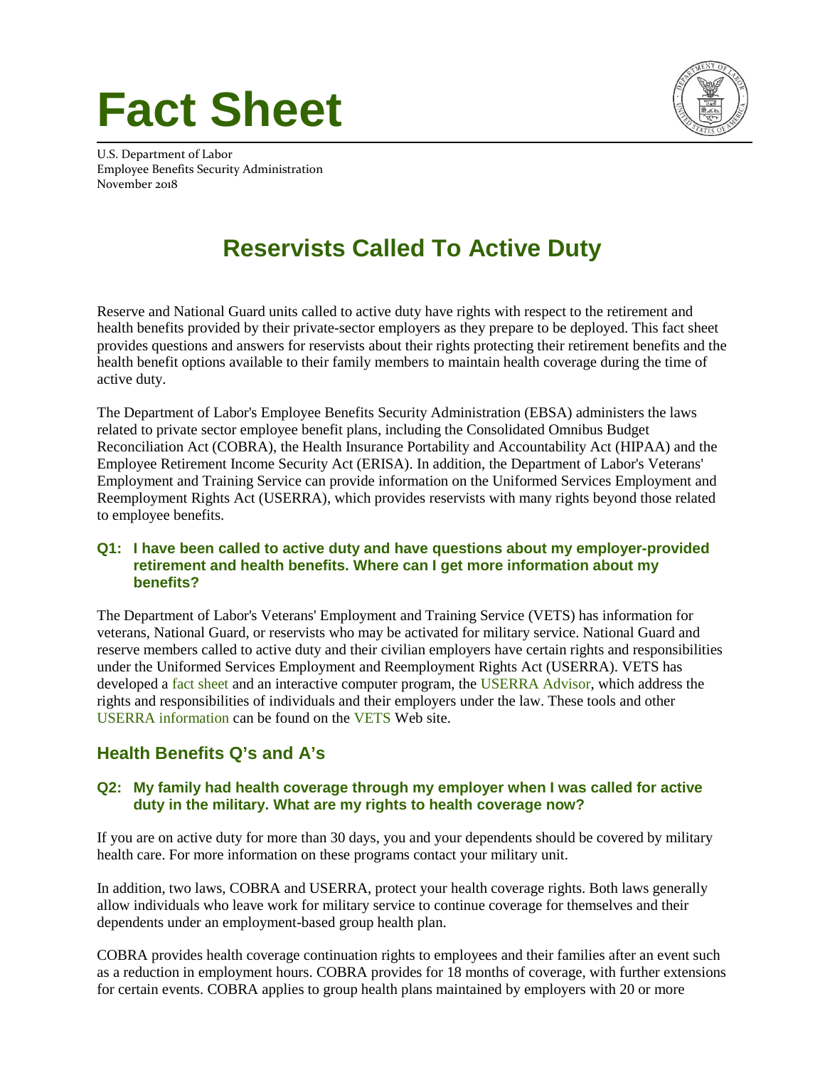# Fact Sheet

U.S. Department of Labor
Employee Benefits Security Administration
November 2018

## Reservists Called To Active Duty

Reserve and National Guard units called to active duty have rights with respect to the retirement and health benefits provided by their private-sector employers as they prepare to be deployed. This fact sheet provides questions and answers for reservists about their rights protecting their retirement benefits and the health benefit options available to their family members to maintain health coverage during the time of active duty.

The Department of Labor's Employee Benefits Security Administration (EBSA) administers the laws related to private sector employee benefit plans, including the Consolidated Omnibus Budget Reconciliation Act (COBRA), the Health Insurance Portability and Accountability Act (HIPAA) and the Employee Retirement Income Security Act (ERISA). In addition, the Department of Labor's Veterans' Employment and Training Service can provide information on the Uniformed Services Employment and Reemployment Rights Act (USERRA), which provides reservists with many rights beyond those related to employee benefits.

#### Q1: I have been called to active duty and have questions about my employer-provided retirement and health benefits. Where can I get more information about my benefits?

The Department of Labor's Veterans' Employment and Training Service (VETS) has information for veterans, National Guard, or reservists who may be activated for military service. National Guard and reserve members called to active duty and their civilian employers have certain rights and responsibilities under the Uniformed Services Employment and Reemployment Rights Act (USERRA). VETS has developed a fact sheet and an interactive computer program, the USERRA Advisor, which address the rights and responsibilities of individuals and their employers under the law. These tools and other USERRA information can be found on the VETS Web site.

### Health Benefits Q's and A's

#### Q2: My family had health coverage through my employer when I was called for active duty in the military. What are my rights to health coverage now?

If you are on active duty for more than 30 days, you and your dependents should be covered by military health care. For more information on these programs contact your military unit.

In addition, two laws, COBRA and USERRA, protect your health coverage rights. Both laws generally allow individuals who leave work for military service to continue coverage for themselves and their dependents under an employment-based group health plan.

COBRA provides health coverage continuation rights to employees and their families after an event such as a reduction in employment hours. COBRA provides for 18 months of coverage, with further extensions for certain events. COBRA applies to group health plans maintained by employers with 20 or more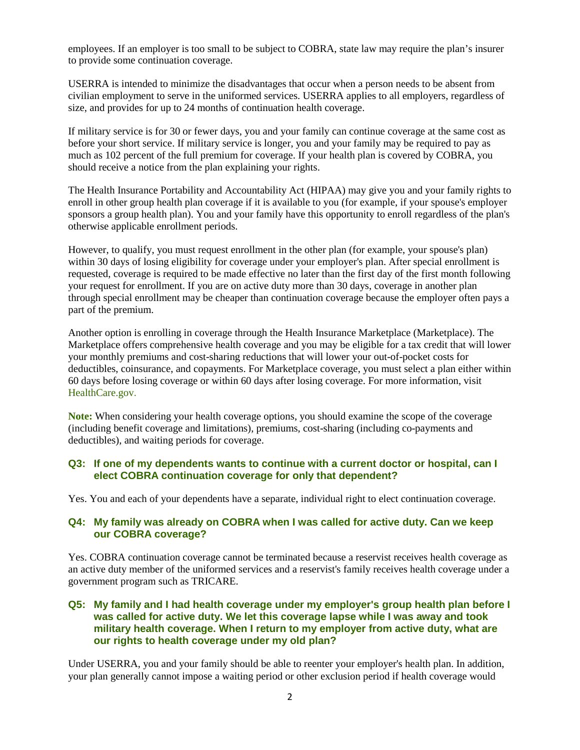employees. If an employer is too small to be subject to COBRA, state law may require the plan's insurer to provide some continuation coverage.

USERRA is intended to minimize the disadvantages that occur when a person needs to be absent from civilian employment to serve in the uniformed services. USERRA applies to all employers, regardless of size, and provides for up to 24 months of continuation health coverage.

If military service is for 30 or fewer days, you and your family can continue coverage at the same cost as before your short service. If military service is longer, you and your family may be required to pay as much as 102 percent of the full premium for coverage. If your health plan is covered by COBRA, you should receive a notice from the plan explaining your rights.

The Health Insurance Portability and Accountability Act (HIPAA) may give you and your family rights to enroll in other group health plan coverage if it is available to you (for example, if your spouse's employer sponsors a group health plan). You and your family have this opportunity to enroll regardless of the plan's otherwise applicable enrollment periods.

However, to qualify, you must request enrollment in the other plan (for example, your spouse's plan) within 30 days of losing eligibility for coverage under your employer's plan. After special enrollment is requested, coverage is required to be made effective no later than the first day of the first month following your request for enrollment. If you are on active duty more than 30 days, coverage in another plan through special enrollment may be cheaper than continuation coverage because the employer often pays a part of the premium.

Another option is enrolling in coverage through the Health Insurance Marketplace (Marketplace). The Marketplace offers comprehensive health coverage and you may be eligible for a tax credit that will lower your monthly premiums and cost-sharing reductions that will lower your out-of-pocket costs for deductibles, coinsurance, and copayments. For Marketplace coverage, you must select a plan either within 60 days before losing coverage or within 60 days after losing coverage. For more information, visit HealthCare.gov.

**Note:** When considering your health coverage options, you should examine the scope of the coverage (including benefit coverage and limitations), premiums, cost-sharing (including co-payments and deductibles), and waiting periods for coverage.

### Q3: If one of my dependents wants to continue with a current doctor or hospital, can I elect COBRA continuation coverage for only that dependent?

Yes. You and each of your dependents have a separate, individual right to elect continuation coverage.

### Q4: My family was already on COBRA when I was called for active duty. Can we keep our COBRA coverage?

Yes. COBRA continuation coverage cannot be terminated because a reservist receives health coverage as an active duty member of the uniformed services and a reservist's family receives health coverage under a government program such as TRICARE.

### Q5: My family and I had health coverage under my employer's group health plan before I was called for active duty. We let this coverage lapse while I was away and took military health coverage. When I return to my employer from active duty, what are our rights to health coverage under my old plan?

Under USERRA, you and your family should be able to reenter your employer's health plan. In addition, your plan generally cannot impose a waiting period or other exclusion period if health coverage would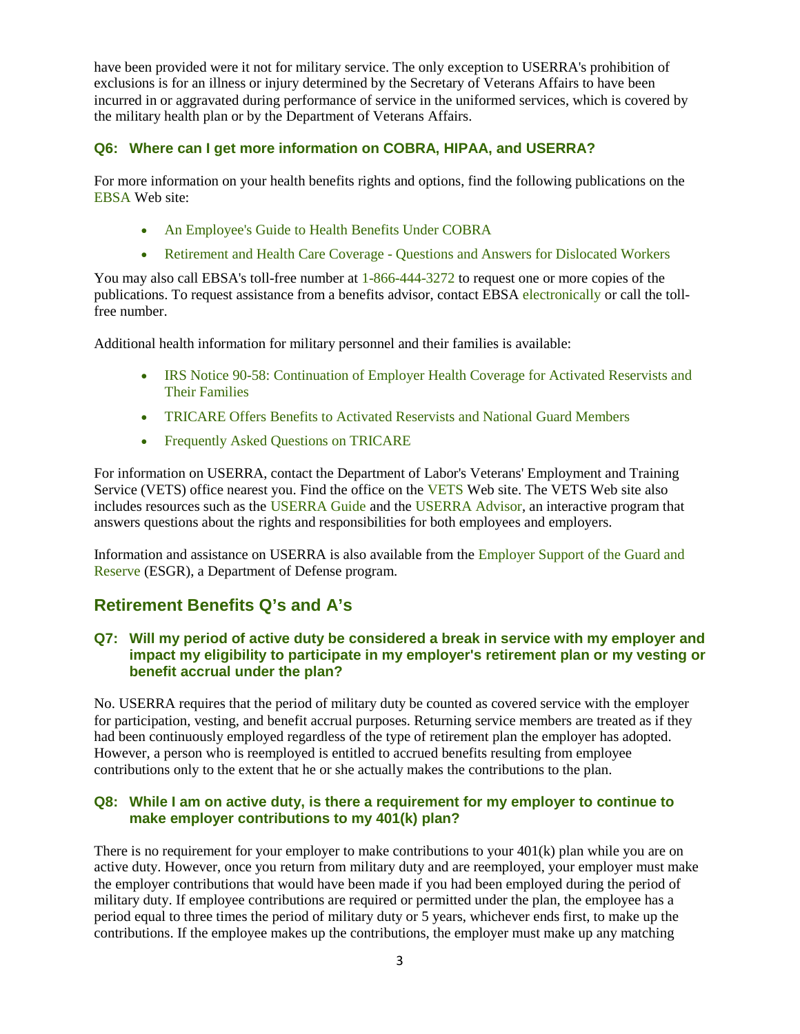have been provided were it not for military service. The only exception to USERRA's prohibition of exclusions is for an illness or injury determined by the Secretary of Veterans Affairs to have been incurred in or aggravated during performance of service in the uniformed services, which is covered by the military health plan or by the Department of Veterans Affairs.

### Q6: Where can I get more information on COBRA, HIPAA, and USERRA?

For more information on your health benefits rights and options, find the following publications on the EBSA Web site:

- An Employee's Guide to Health Benefits Under COBRA
- Retirement and Health Care Coverage - Questions and Answers for Dislocated Workers

You may also call EBSA's toll-free number at 1-866-444-3272 to request one or more copies of the publications. To request assistance from a benefits advisor, contact EBSA electronically or call the toll-free number.

Additional health information for military personnel and their families is available:

- IRS Notice 90-58: Continuation of Employer Health Coverage for Activated Reservists and Their Families
- TRICARE Offers Benefits to Activated Reservists and National Guard Members
- Frequently Asked Questions on TRICARE

For information on USERRA, contact the Department of Labor's Veterans' Employment and Training Service (VETS) office nearest you. Find the office on the VETS Web site. The VETS Web site also includes resources such as the USERRA Guide and the USERRA Advisor, an interactive program that answers questions about the rights and responsibilities for both employees and employers.

Information and assistance on USERRA is also available from the Employer Support of the Guard and Reserve (ESGR), a Department of Defense program.

## Retirement Benefits Q's and A's

### Q7: Will my period of active duty be considered a break in service with my employer and impact my eligibility to participate in my employer's retirement plan or my vesting or benefit accrual under the plan?

No. USERRA requires that the period of military duty be counted as covered service with the employer for participation, vesting, and benefit accrual purposes. Returning service members are treated as if they had been continuously employed regardless of the type of retirement plan the employer has adopted. However, a person who is reemployed is entitled to accrued benefits resulting from employee contributions only to the extent that he or she actually makes the contributions to the plan.

### Q8: While I am on active duty, is there a requirement for my employer to continue to make employer contributions to my 401(k) plan?

There is no requirement for your employer to make contributions to your 401(k) plan while you are on active duty. However, once you return from military duty and are reemployed, your employer must make the employer contributions that would have been made if you had been employed during the period of military duty. If employee contributions are required or permitted under the plan, the employee has a period equal to three times the period of military duty or 5 years, whichever ends first, to make up the contributions. If the employee makes up the contributions, the employer must make up any matching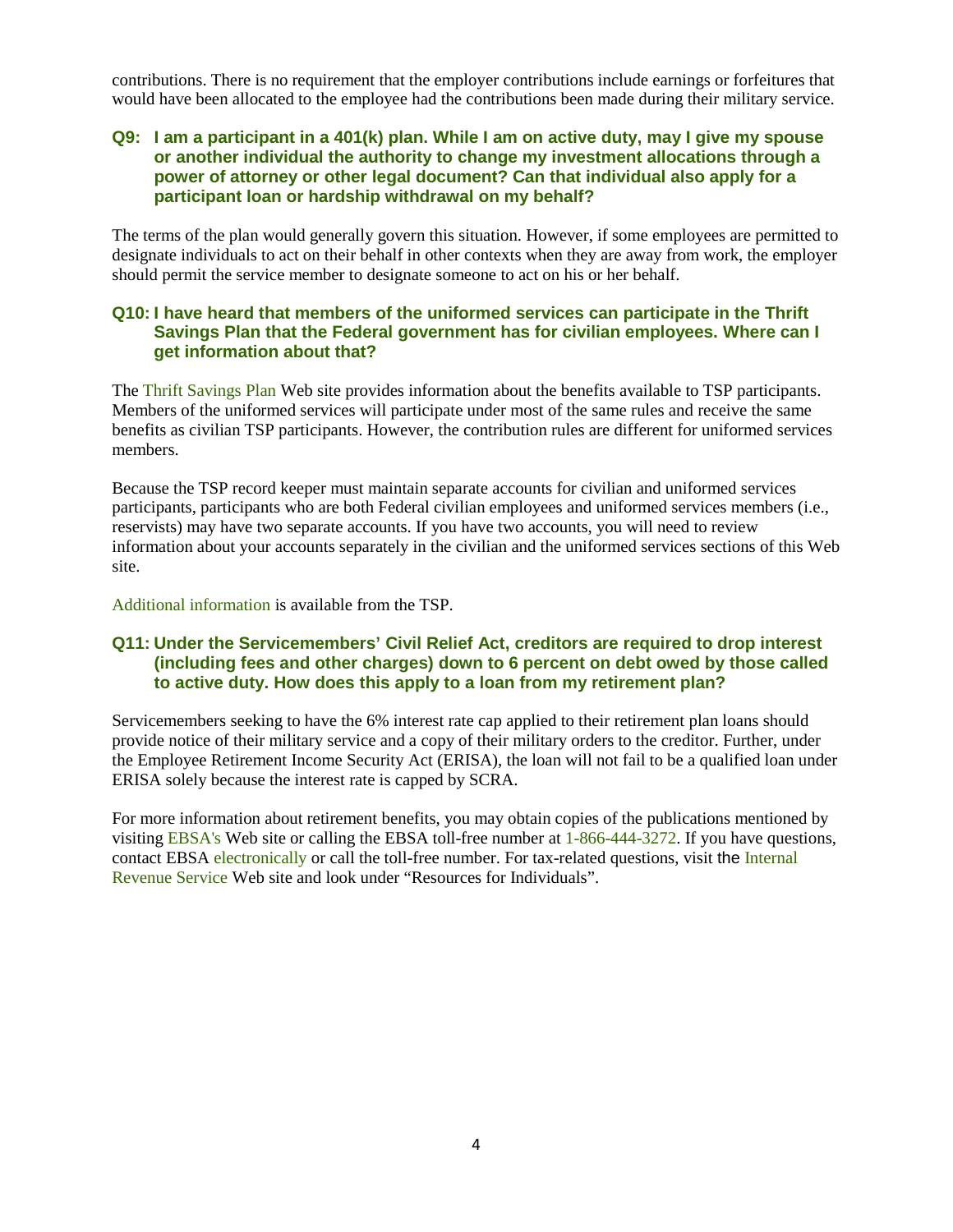contributions. There is no requirement that the employer contributions include earnings or forfeitures that would have been allocated to the employee had the contributions been made during their military service.

### Q9: I am a participant in a 401(k) plan. While I am on active duty, may I give my spouse or another individual the authority to change my investment allocations through a power of attorney or other legal document? Can that individual also apply for a participant loan or hardship withdrawal on my behalf?

The terms of the plan would generally govern this situation. However, if some employees are permitted to designate individuals to act on their behalf in other contexts when they are away from work, the employer should permit the service member to designate someone to act on his or her behalf.

### Q10: I have heard that members of the uniformed services can participate in the Thrift Savings Plan that the Federal government has for civilian employees. Where can I get information about that?

The Thrift Savings Plan Web site provides information about the benefits available to TSP participants. Members of the uniformed services will participate under most of the same rules and receive the same benefits as civilian TSP participants. However, the contribution rules are different for uniformed services members.

Because the TSP record keeper must maintain separate accounts for civilian and uniformed services participants, participants who are both Federal civilian employees and uniformed services members (i.e., reservists) may have two separate accounts. If you have two accounts, you will need to review information about your accounts separately in the civilian and the uniformed services sections of this Web site.

Additional information is available from the TSP.

### Q11: Under the Servicemembers' Civil Relief Act, creditors are required to drop interest (including fees and other charges) down to 6 percent on debt owed by those called to active duty. How does this apply to a loan from my retirement plan?

Servicemembers seeking to have the 6% interest rate cap applied to their retirement plan loans should provide notice of their military service and a copy of their military orders to the creditor. Further, under the Employee Retirement Income Security Act (ERISA), the loan will not fail to be a qualified loan under ERISA solely because the interest rate is capped by SCRA.

For more information about retirement benefits, you may obtain copies of the publications mentioned by visiting EBSA's Web site or calling the EBSA toll-free number at 1-866-444-3272. If you have questions, contact EBSA electronically or call the toll-free number. For tax-related questions, visit the Internal Revenue Service Web site and look under "Resources for Individuals".